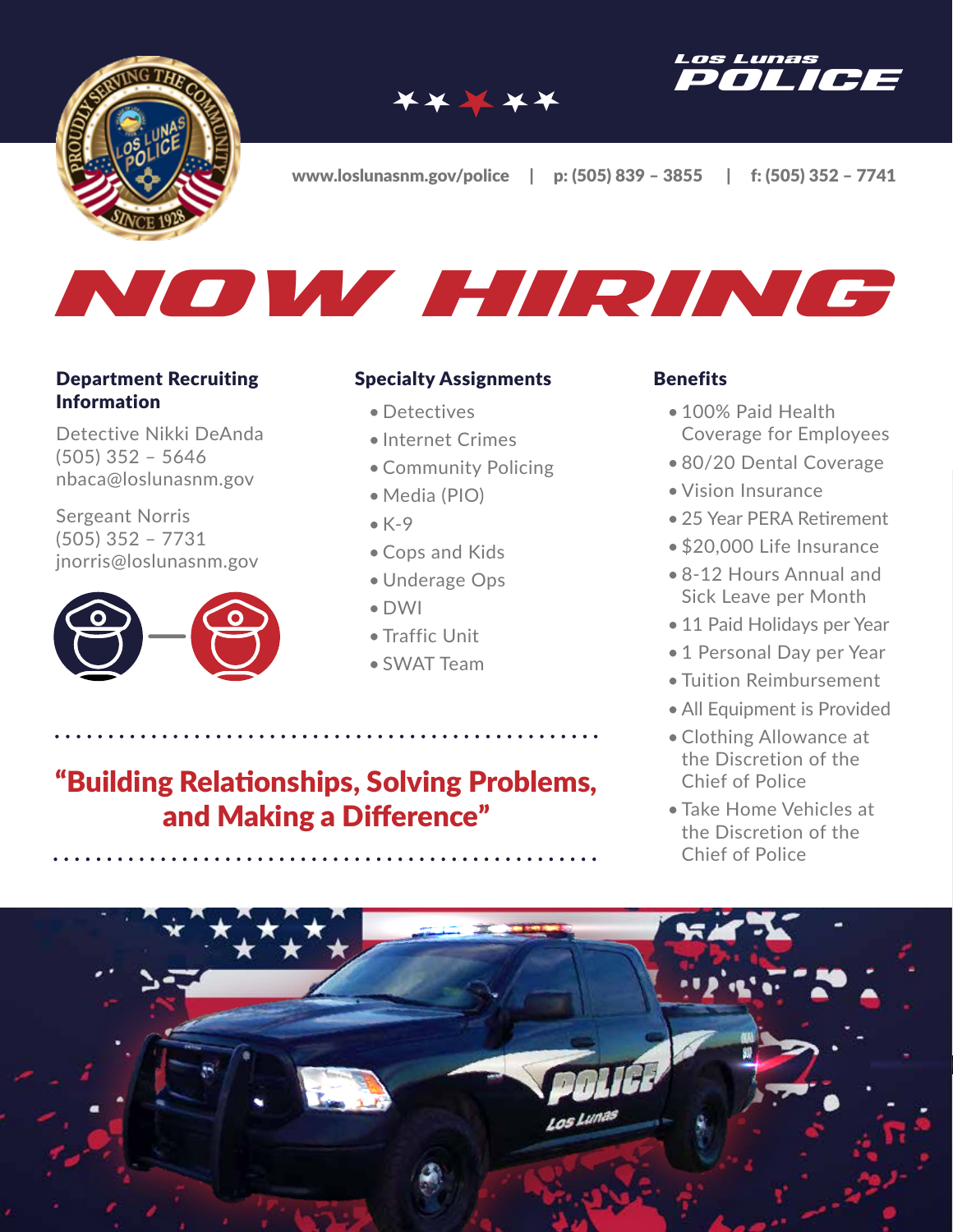Los Lunas POLICE

www.loslunasnm.gov/police | p: (505) 839 – 3855 | f: (505) 352 – 7741

# NOW HIRING

### Department Recruiting Information

Detective Nikki DeAnda
(505) 352 – 5646
nbaca@loslunasnm.gov

Sergeant Norris
(505) 352 – 7731
jnorris@loslunasnm.gov

### Specialty Assignments

- Detectives
- Internet Crimes
- Community Policing
- Media (PIO)
- K-9
- Cops and Kids
- Underage Ops
- DWI
- Traffic Unit
- SWAT Team

**"Building Relationships, Solving Problems, and Making a Difference"**

### Benefits

- 100% Paid Health Coverage for Employees
- 80/20 Dental Coverage
- Vision Insurance
- 25 Year PERA Retirement
- $20,000 Life Insurance
- 8-12 Hours Annual and Sick Leave per Month
- 11 Paid Holidays per Year
- 1 Personal Day per Year
- Tuition Reimbursement
- All Equipment is Provided
- Clothing Allowance at the Discretion of the Chief of Police
- Take Home Vehicles at the Discretion of the Chief of Police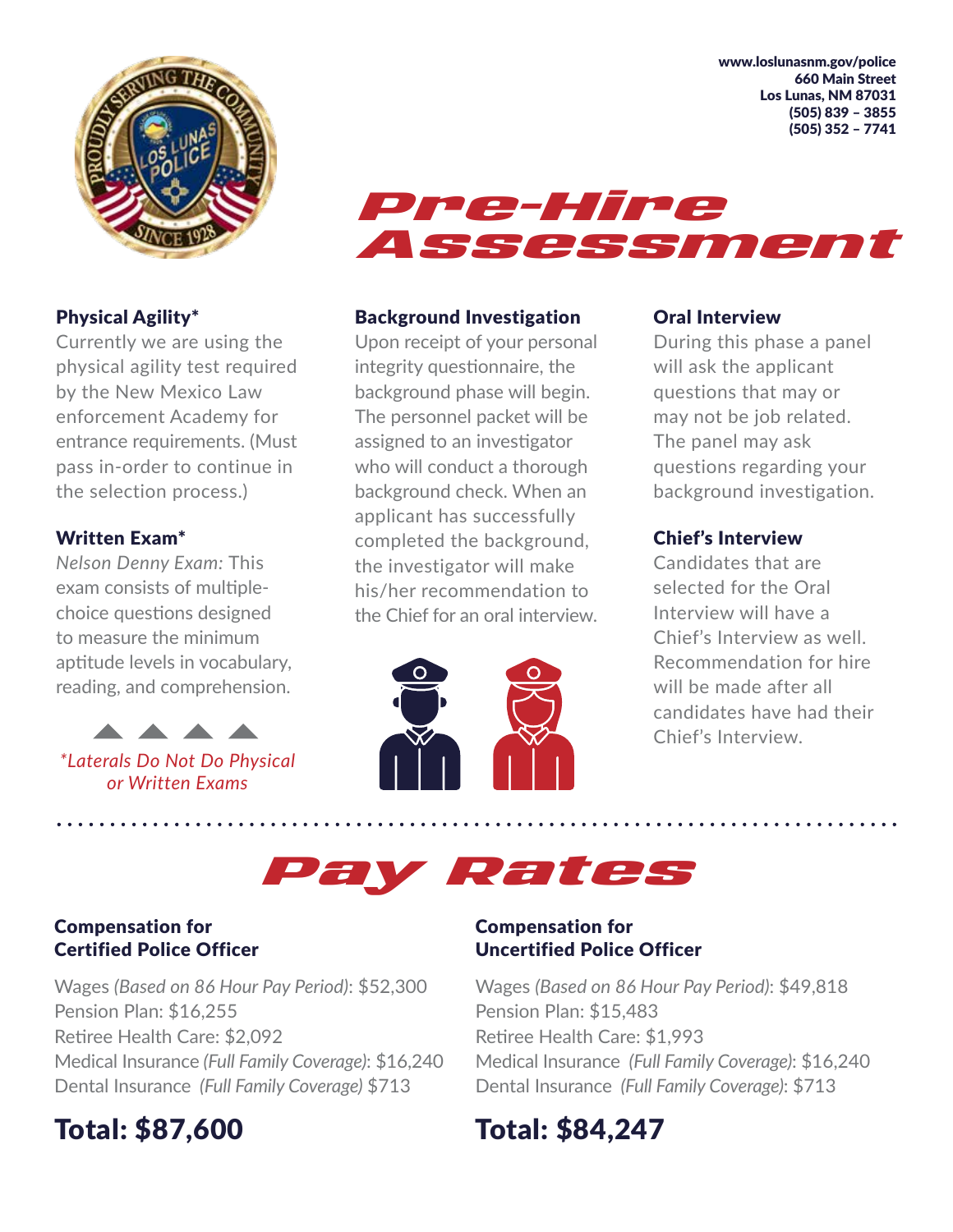www.loslunasnm.gov/police
660 Main Street
Los Lunas, NM 87031
(505) 839 – 3855
(505) 352 – 7741

# Pre-Hire Assessment

### Physical Agility*

Currently we are using the physical agility test required by the New Mexico Law enforcement Academy for entrance requirements. (Must pass in-order to continue in the selection process.)

### Written Exam*

*Nelson Denny Exam:* This exam consists of multiple-choice questions designed to measure the minimum aptitude levels in vocabulary, reading, and comprehension.

*\*Laterals Do Not Do Physical or Written Exams*

### Background Investigation

Upon receipt of your personal integrity questionnaire, the background phase will begin. The personnel packet will be assigned to an investigator who will conduct a thorough background check. When an applicant has successfully completed the background, the investigator will make his/her recommendation to the Chief for an oral interview.

### Oral Interview

During this phase a panel will ask the applicant questions that may or may not be job related. The panel may ask questions regarding your background investigation.

### Chief's Interview

Candidates that are selected for the Oral Interview will have a Chief's Interview as well. Recommendation for hire will be made after all candidates have had their Chief's Interview.

# Pay Rates

### Compensation for Certified Police Officer

Wages *(Based on 86 Hour Pay Period)*: $52,300
Pension Plan: $16,255
Retiree Health Care: $2,092
Medical Insurance *(Full Family Coverage)*: $16,240
Dental Insurance *(Full Family Coverage)* $713

## Total: $87,600

### Compensation for Uncertified Police Officer

Wages *(Based on 86 Hour Pay Period)*: $49,818
Pension Plan: $15,483
Retiree Health Care: $1,993
Medical Insurance *(Full Family Coverage)*: $16,240
Dental Insurance *(Full Family Coverage)*: $713

## Total: $84,247